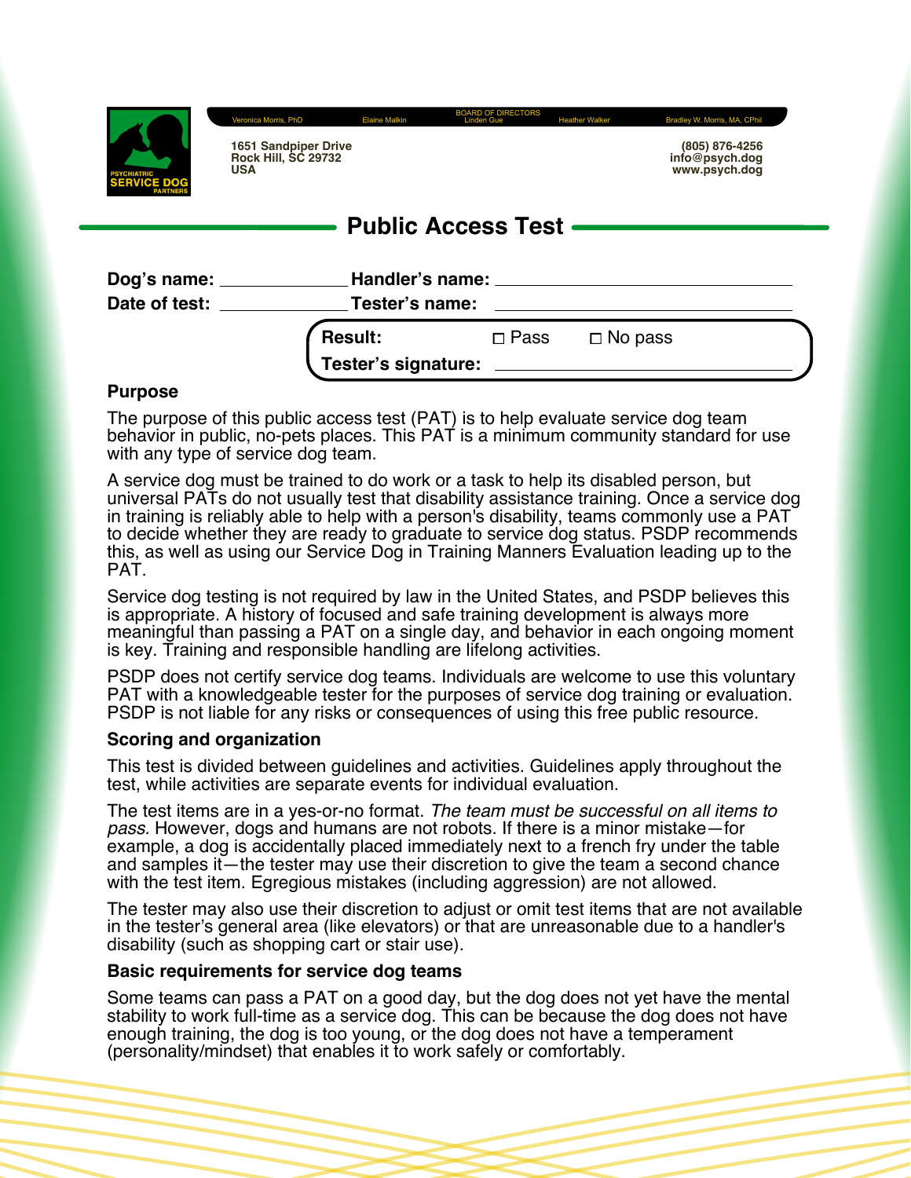PSYCHIATRIC SERVICE DOG PARTNERS

BOARD OF DIRECTORS
Veronica Morris, PhD | Elaine Malkin | Linden Gue | Heather Walker | Bradley W. Morris, MA, CPhil

1651 Sandpiper Drive
Rock Hill, SC 29732
USA

(805) 876-4256
info@psych.dog
www.psych.dog

# Public Access Test

**Dog's name:** ______________ **Handler's name:** ______________________________

**Date of test:** ______________ **Tester's name:** ______________________________

**Result:** ☐ Pass ☐ No pass

**Tester's signature:** ______________________________

## Purpose

The purpose of this public access test (PAT) is to help evaluate service dog team behavior in public, no-pets places. This PAT is a minimum community standard for use with any type of service dog team.

A service dog must be trained to do work or a task to help its disabled person, but universal PATs do not usually test that disability assistance training. Once a service dog in training is reliably able to help with a person's disability, teams commonly use a PAT to decide whether they are ready to graduate to service dog status. PSDP recommends this, as well as using our Service Dog in Training Manners Evaluation leading up to the PAT.

Service dog testing is not required by law in the United States, and PSDP believes this is appropriate. A history of focused and safe training development is always more meaningful than passing a PAT on a single day, and behavior in each ongoing moment is key. Training and responsible handling are lifelong activities.

PSDP does not certify service dog teams. Individuals are welcome to use this voluntary PAT with a knowledgeable tester for the purposes of service dog training or evaluation. PSDP is not liable for any risks or consequences of using this free public resource.

## Scoring and organization

This test is divided between guidelines and activities. Guidelines apply throughout the test, while activities are separate events for individual evaluation.

The test items are in a yes-or-no format. *The team must be successful on all items to pass.* However, dogs and humans are not robots. If there is a minor mistake—for example, a dog is accidentally placed immediately next to a french fry under the table and samples it—the tester may use their discretion to give the team a second chance with the test item. Egregious mistakes (including aggression) are not allowed.

The tester may also use their discretion to adjust or omit test items that are not available in the tester's general area (like elevators) or that are unreasonable due to a handler's disability (such as shopping cart or stair use).

## Basic requirements for service dog teams

Some teams can pass a PAT on a good day, but the dog does not yet have the mental stability to work full-time as a service dog. This can be because the dog does not have enough training, the dog is too young, or the dog does not have a temperament (personality/mindset) that enables it to work safely or comfortably.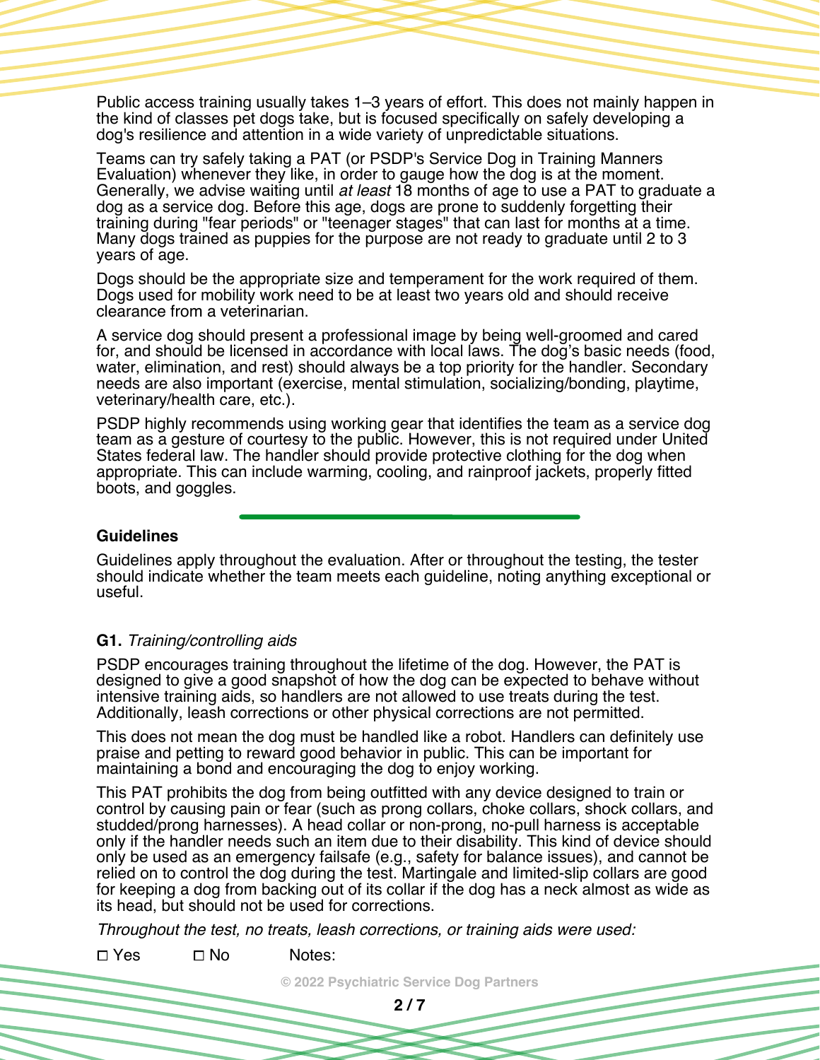Public access training usually takes 1–3 years of effort. This does not mainly happen in the kind of classes pet dogs take, but is focused specifically on safely developing a dog's resilience and attention in a wide variety of unpredictable situations.

Teams can try safely taking a PAT (or PSDP's Service Dog in Training Manners Evaluation) whenever they like, in order to gauge how the dog is at the moment. Generally, we advise waiting until *at least* 18 months of age to use a PAT to graduate a dog as a service dog. Before this age, dogs are prone to suddenly forgetting their training during "fear periods" or "teenager stages" that can last for months at a time. Many dogs trained as puppies for the purpose are not ready to graduate until 2 to 3 years of age.

Dogs should be the appropriate size and temperament for the work required of them. Dogs used for mobility work need to be at least two years old and should receive clearance from a veterinarian.

A service dog should present a professional image by being well-groomed and cared for, and should be licensed in accordance with local laws. The dog's basic needs (food, water, elimination, and rest) should always be a top priority for the handler. Secondary needs are also important (exercise, mental stimulation, socializing/bonding, playtime, veterinary/health care, etc.).

PSDP highly recommends using working gear that identifies the team as a service dog team as a gesture of courtesy to the public. However, this is not required under United States federal law. The handler should provide protective clothing for the dog when appropriate. This can include warming, cooling, and rainproof jackets, properly fitted boots, and goggles.

---

### Guidelines

Guidelines apply throughout the evaluation. After or throughout the testing, the tester should indicate whether the team meets each guideline, noting anything exceptional or useful.

**G1.** *Training/controlling aids*

PSDP encourages training throughout the lifetime of the dog. However, the PAT is designed to give a good snapshot of how the dog can be expected to behave without intensive training aids, so handlers are not allowed to use treats during the test. Additionally, leash corrections or other physical corrections are not permitted.

This does not mean the dog must be handled like a robot. Handlers can definitely use praise and petting to reward good behavior in public. This can be important for maintaining a bond and encouraging the dog to enjoy working.

This PAT prohibits the dog from being outfitted with any device designed to train or control by causing pain or fear (such as prong collars, choke collars, shock collars, and studded/prong harnesses). A head collar or non-prong, no-pull harness is acceptable only if the handler needs such an item due to their disability. This kind of device should only be used as an emergency failsafe (e.g., safety for balance issues), and cannot be relied on to control the dog during the test. Martingale and limited-slip collars are good for keeping a dog from backing out of its collar if the dog has a neck almost as wide as its head, but should not be used for corrections.

*Throughout the test, no treats, leash corrections, or training aids were used:*

☐ Yes ☐ No Notes:

© 2022 Psychiatric Service Dog Partners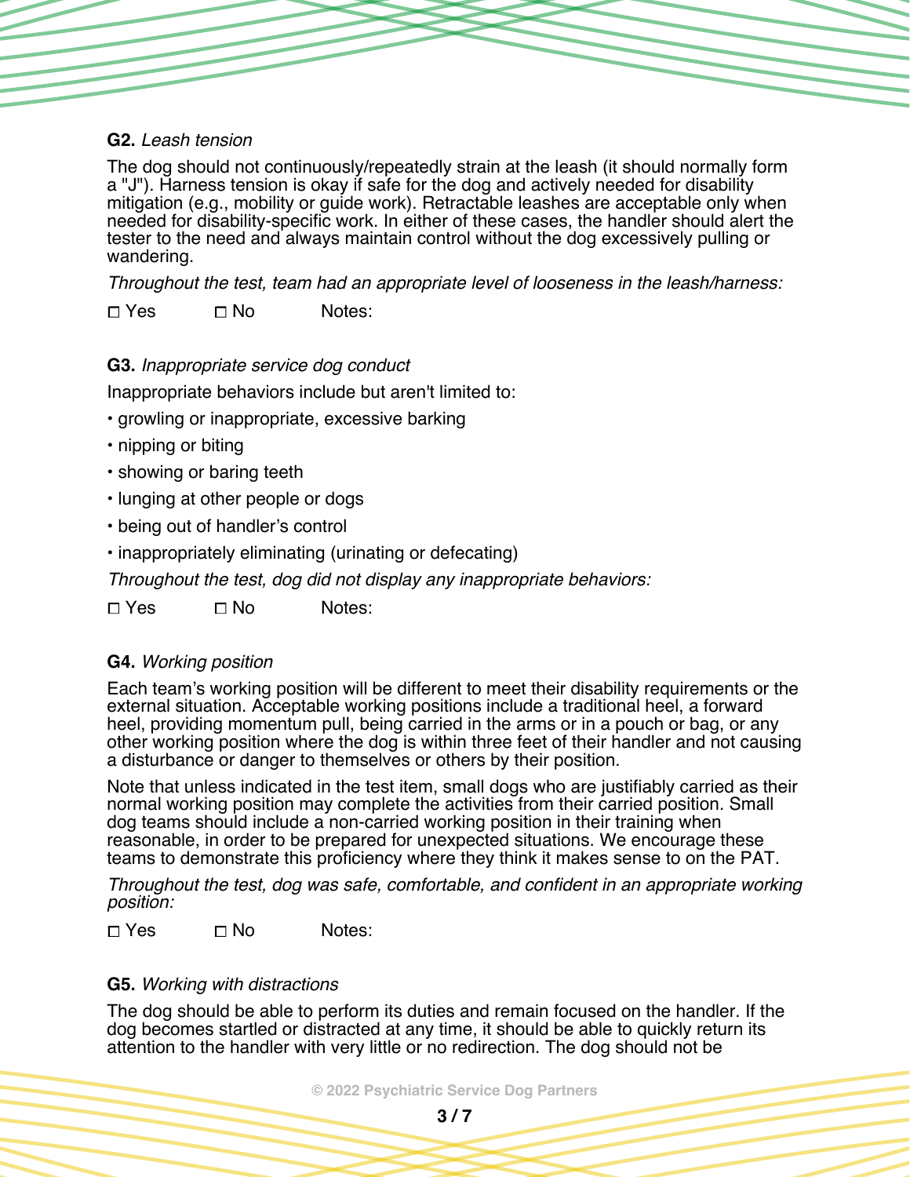**G2.** *Leash tension*

The dog should not continuously/repeatedly strain at the leash (it should normally form a "J"). Harness tension is okay if safe for the dog and actively needed for disability mitigation (e.g., mobility or guide work). Retractable leashes are acceptable only when needed for disability-specific work. In either of these cases, the handler should alert the tester to the need and always maintain control without the dog excessively pulling or wandering.

*Throughout the test, team had an appropriate level of looseness in the leash/harness:*

☐ Yes ☐ No Notes:

**G3.** *Inappropriate service dog conduct*

Inappropriate behaviors include but aren't limited to:

- growling or inappropriate, excessive barking
- nipping or biting
- showing or baring teeth
- lunging at other people or dogs
- being out of handler's control
- inappropriately eliminating (urinating or defecating)

*Throughout the test, dog did not display any inappropriate behaviors:*

☐ Yes ☐ No Notes:

**G4.** *Working position*

Each team's working position will be different to meet their disability requirements or the external situation. Acceptable working positions include a traditional heel, a forward heel, providing momentum pull, being carried in the arms or in a pouch or bag, or any other working position where the dog is within three feet of their handler and not causing a disturbance or danger to themselves or others by their position.

Note that unless indicated in the test item, small dogs who are justifiably carried as their normal working position may complete the activities from their carried position. Small dog teams should include a non-carried working position in their training when reasonable, in order to be prepared for unexpected situations. We encourage these teams to demonstrate this proficiency where they think it makes sense to on the PAT.

*Throughout the test, dog was safe, comfortable, and confident in an appropriate working position:*

☐ Yes ☐ No Notes:

**G5.** *Working with distractions*

The dog should be able to perform its duties and remain focused on the handler. If the dog becomes startled or distracted at any time, it should be able to quickly return its attention to the handler with very little or no redirection. The dog should not be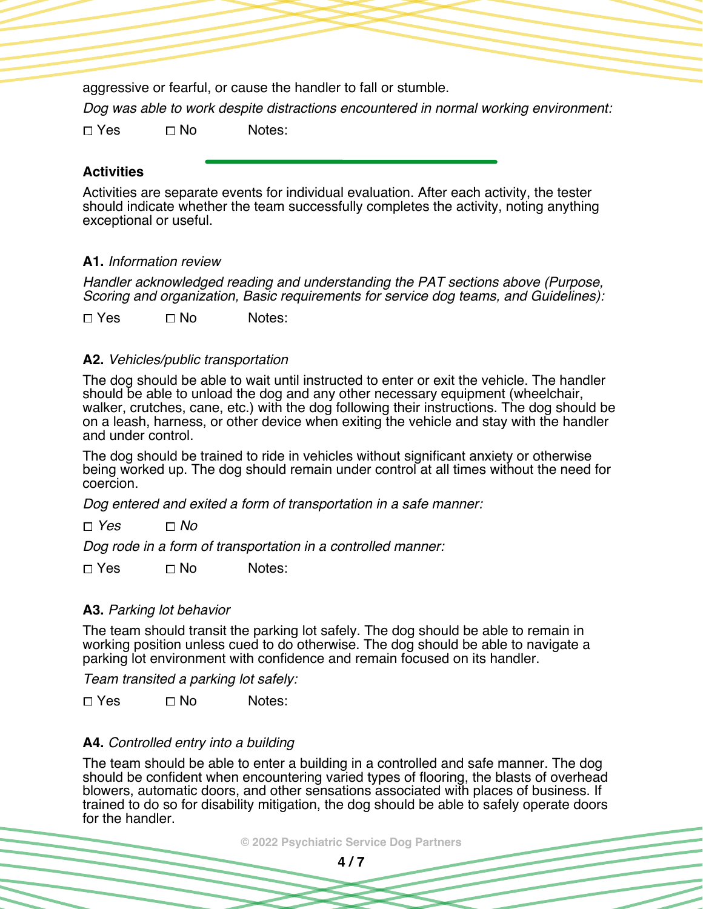aggressive or fearful, or cause the handler to fall or stumble.

*Dog was able to work despite distractions encountered in normal working environment:*

☐ Yes ☐ No Notes:

---

### Activities

Activities are separate events for individual evaluation. After each activity, the tester should indicate whether the team successfully completes the activity, noting anything exceptional or useful.

**A1.** *Information review*

*Handler acknowledged reading and understanding the PAT sections above (Purpose, Scoring and organization, Basic requirements for service dog teams, and Guidelines):*

☐ Yes ☐ No Notes:

**A2.** *Vehicles/public transportation*

The dog should be able to wait until instructed to enter or exit the vehicle. The handler should be able to unload the dog and any other necessary equipment (wheelchair, walker, crutches, cane, etc.) with the dog following their instructions. The dog should be on a leash, harness, or other device when exiting the vehicle and stay with the handler and under control.

The dog should be trained to ride in vehicles without significant anxiety or otherwise being worked up. The dog should remain under control at all times without the need for coercion.

*Dog entered and exited a form of transportation in a safe manner:*

☐ *Yes* ☐ *No*

*Dog rode in a form of transportation in a controlled manner:*

☐ Yes ☐ No Notes:

**A3.** *Parking lot behavior*

The team should transit the parking lot safely. The dog should be able to remain in working position unless cued to do otherwise. The dog should be able to navigate a parking lot environment with confidence and remain focused on its handler.

*Team transited a parking lot safely:*

☐ Yes ☐ No Notes:

**A4.** *Controlled entry into a building*

The team should be able to enter a building in a controlled and safe manner. The dog should be confident when encountering varied types of flooring, the blasts of overhead blowers, automatic doors, and other sensations associated with places of business. If trained to do so for disability mitigation, the dog should be able to safely operate doors for the handler.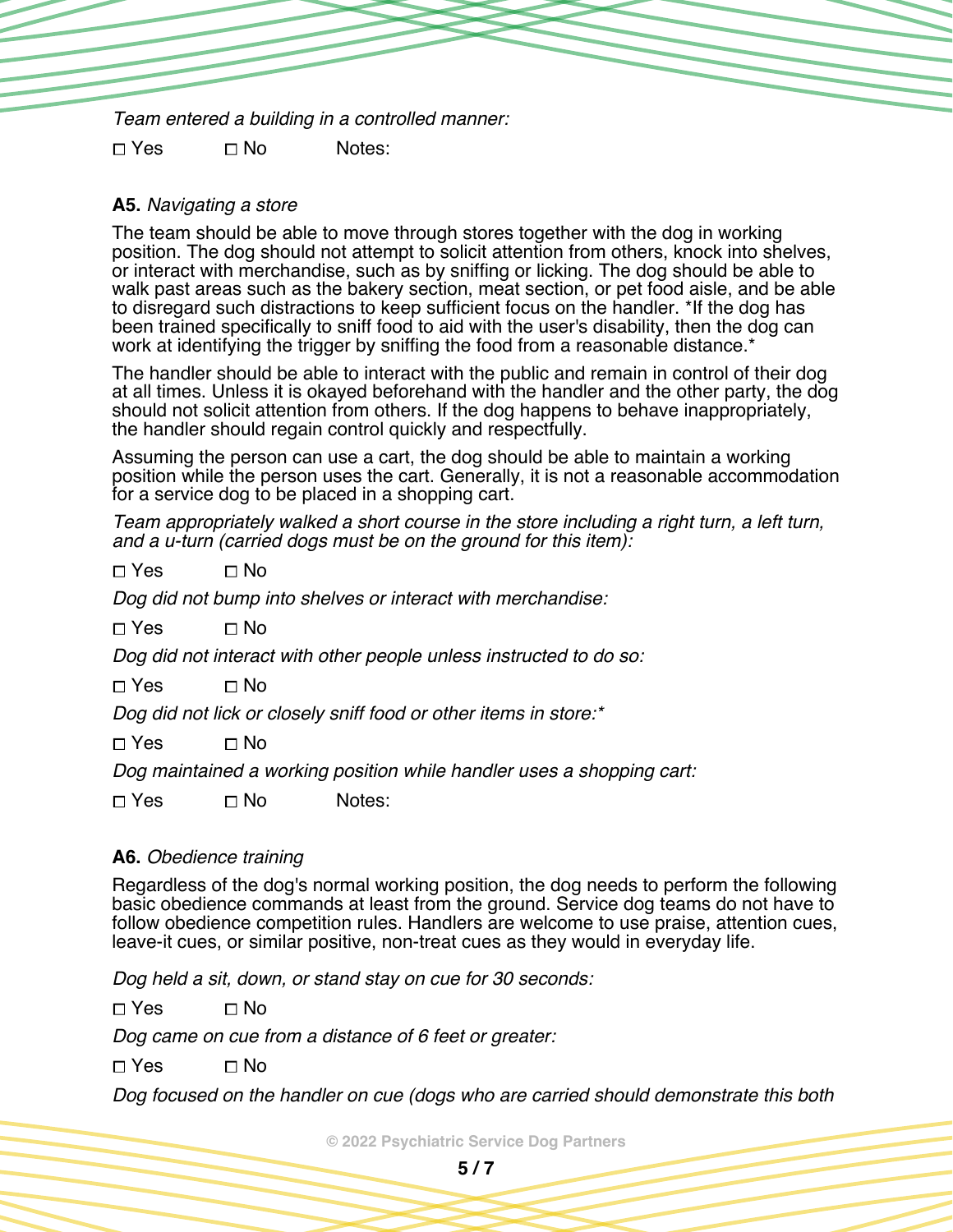*Team entered a building in a controlled manner:*

☐ Yes ☐ No Notes:

**A5.** *Navigating a store*

The team should be able to move through stores together with the dog in working position. The dog should not attempt to solicit attention from others, knock into shelves, or interact with merchandise, such as by sniffing or licking. The dog should be able to walk past areas such as the bakery section, meat section, or pet food aisle, and be able to disregard such distractions to keep sufficient focus on the handler. *If the dog has been trained specifically to sniff food to aid with the user's disability, then the dog can work at identifying the trigger by sniffing the food from a reasonable distance.*

The handler should be able to interact with the public and remain in control of their dog at all times. Unless it is okayed beforehand with the handler and the other party, the dog should not solicit attention from others. If the dog happens to behave inappropriately, the handler should regain control quickly and respectfully.

Assuming the person can use a cart, the dog should be able to maintain a working position while the person uses the cart. Generally, it is not a reasonable accommodation for a service dog to be placed in a shopping cart.

*Team appropriately walked a short course in the store including a right turn, a left turn, and a u-turn (carried dogs must be on the ground for this item):*

☐ Yes ☐ No

*Dog did not bump into shelves or interact with merchandise:*

☐ Yes ☐ No

*Dog did not interact with other people unless instructed to do so:*

☐ Yes ☐ No

*Dog did not lick or closely sniff food or other items in store:**

☐ Yes ☐ No

*Dog maintained a working position while handler uses a shopping cart:*

☐ Yes ☐ No Notes:

**A6.** *Obedience training*

Regardless of the dog's normal working position, the dog needs to perform the following basic obedience commands at least from the ground. Service dog teams do not have to follow obedience competition rules. Handlers are welcome to use praise, attention cues, leave-it cues, or similar positive, non-treat cues as they would in everyday life.

*Dog held a sit, down, or stand stay on cue for 30 seconds:*

☐ Yes ☐ No

*Dog came on cue from a distance of 6 feet or greater:*

☐ Yes ☐ No

*Dog focused on the handler on cue (dogs who are carried should demonstrate this both*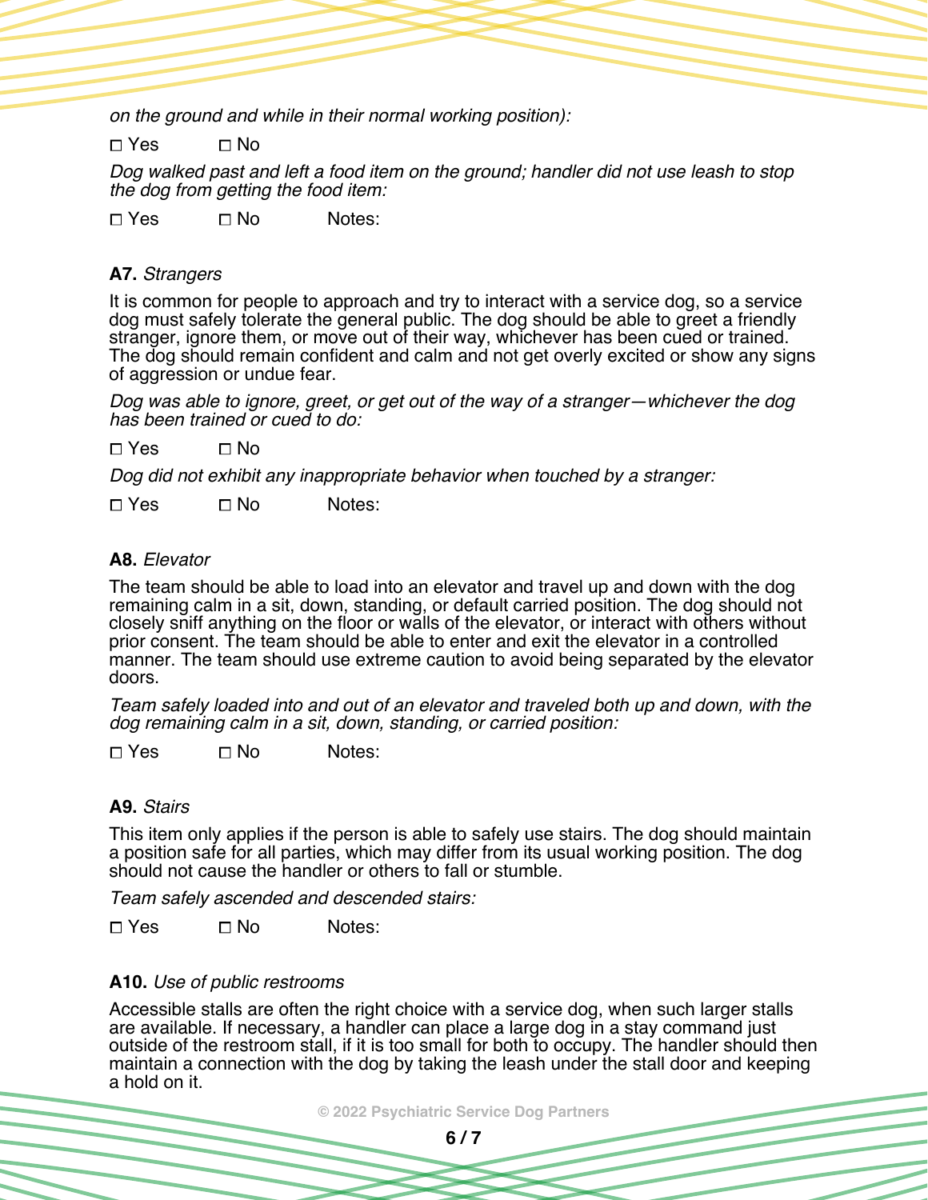*on the ground and while in their normal working position):*

☐ Yes ☐ No

*Dog walked past and left a food item on the ground; handler did not use leash to stop the dog from getting the food item:*

☐ Yes ☐ No Notes:

**A7.** *Strangers*

It is common for people to approach and try to interact with a service dog, so a service dog must safely tolerate the general public. The dog should be able to greet a friendly stranger, ignore them, or move out of their way, whichever has been cued or trained. The dog should remain confident and calm and not get overly excited or show any signs of aggression or undue fear.

*Dog was able to ignore, greet, or get out of the way of a stranger—whichever the dog has been trained or cued to do:*

☐ Yes ☐ No

*Dog did not exhibit any inappropriate behavior when touched by a stranger:*

☐ Yes ☐ No Notes:

**A8.** *Elevator*

The team should be able to load into an elevator and travel up and down with the dog remaining calm in a sit, down, standing, or default carried position. The dog should not closely sniff anything on the floor or walls of the elevator, or interact with others without prior consent. The team should be able to enter and exit the elevator in a controlled manner. The team should use extreme caution to avoid being separated by the elevator doors.

*Team safely loaded into and out of an elevator and traveled both up and down, with the dog remaining calm in a sit, down, standing, or carried position:*

☐ Yes ☐ No Notes:

**A9.** *Stairs*

This item only applies if the person is able to safely use stairs. The dog should maintain a position safe for all parties, which may differ from its usual working position. The dog should not cause the handler or others to fall or stumble.

*Team safely ascended and descended stairs:*

☐ Yes ☐ No Notes:

**A10.** *Use of public restrooms*

Accessible stalls are often the right choice with a service dog, when such larger stalls are available. If necessary, a handler can place a large dog in a stay command just outside of the restroom stall, if it is too small for both to occupy. The handler should then maintain a connection with the dog by taking the leash under the stall door and keeping a hold on it.

© 2022 Psychiatric Service Dog Partners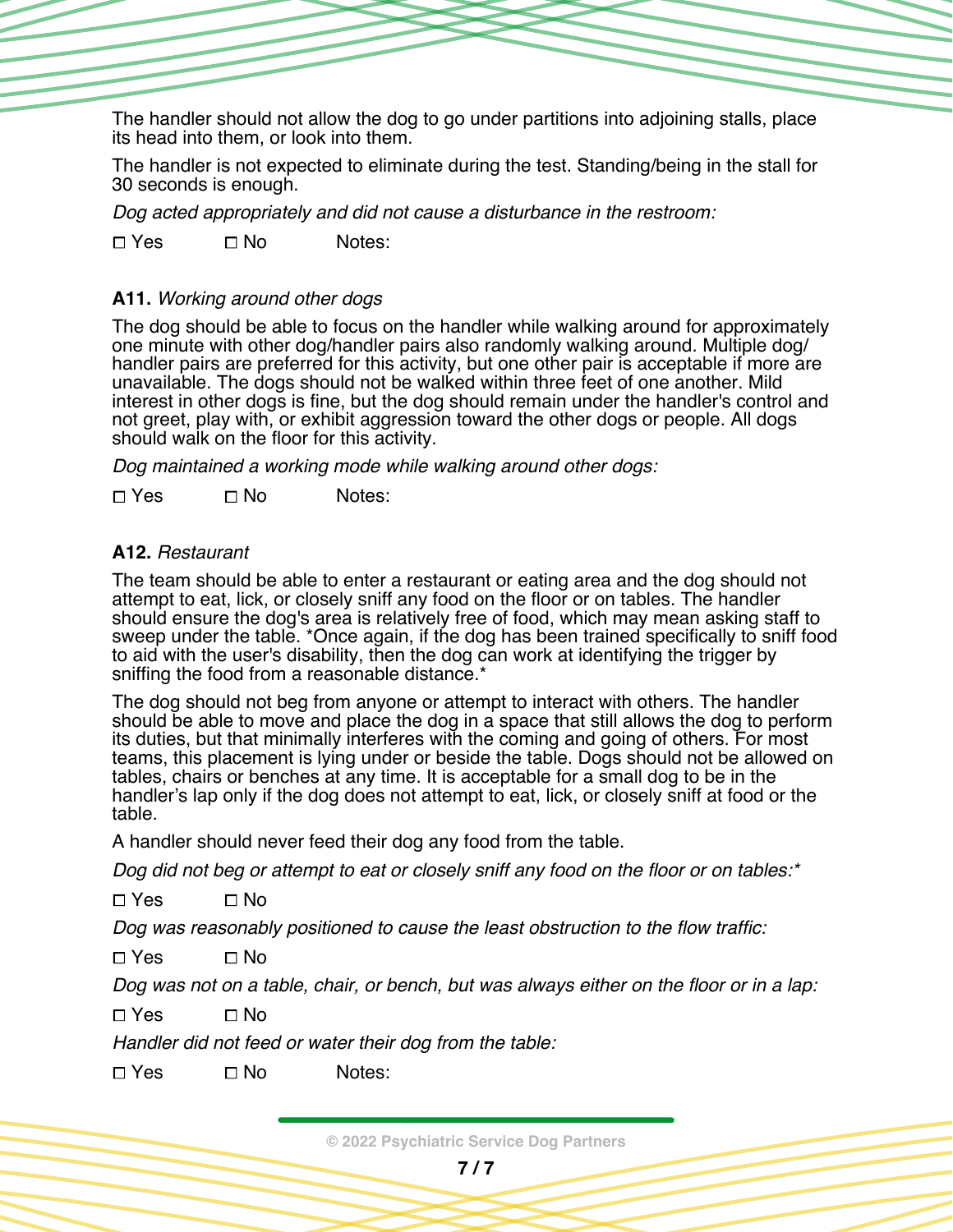The handler should not allow the dog to go under partitions into adjoining stalls, place its head into them, or look into them.

The handler is not expected to eliminate during the test. Standing/being in the stall for 30 seconds is enough.

*Dog acted appropriately and did not cause a disturbance in the restroom:*

☐ Yes ☐ No Notes:

**A11.** *Working around other dogs*

The dog should be able to focus on the handler while walking around for approximately one minute with other dog/handler pairs also randomly walking around. Multiple dog/handler pairs are preferred for this activity, but one other pair is acceptable if more are unavailable. The dogs should not be walked within three feet of one another. Mild interest in other dogs is fine, but the dog should remain under the handler's control and not greet, play with, or exhibit aggression toward the other dogs or people. All dogs should walk on the floor for this activity.

*Dog maintained a working mode while walking around other dogs:*

☐ Yes ☐ No Notes:

**A12.** *Restaurant*

The team should be able to enter a restaurant or eating area and the dog should not attempt to eat, lick, or closely sniff any food on the floor or on tables. The handler should ensure the dog's area is relatively free of food, which may mean asking staff to sweep under the table. *Once again, if the dog has been trained specifically to sniff food to aid with the user's disability, then the dog can work at identifying the trigger by sniffing the food from a reasonable distance.*

The dog should not beg from anyone or attempt to interact with others. The handler should be able to move and place the dog in a space that still allows the dog to perform its duties, but that minimally interferes with the coming and going of others. For most teams, this placement is lying under or beside the table. Dogs should not be allowed on tables, chairs or benches at any time. It is acceptable for a small dog to be in the handler's lap only if the dog does not attempt to eat, lick, or closely sniff at food or the table.

A handler should never feed their dog any food from the table.

*Dog did not beg or attempt to eat or closely sniff any food on the floor or on tables:**

☐ Yes ☐ No

*Dog was reasonably positioned to cause the least obstruction to the flow traffic:*

☐ Yes ☐ No

*Dog was not on a table, chair, or bench, but was always either on the floor or in a lap:*

☐ Yes ☐ No

*Handler did not feed or water their dog from the table:*

☐ Yes ☐ No Notes:

© 2022 Psychiatric Service Dog Partners